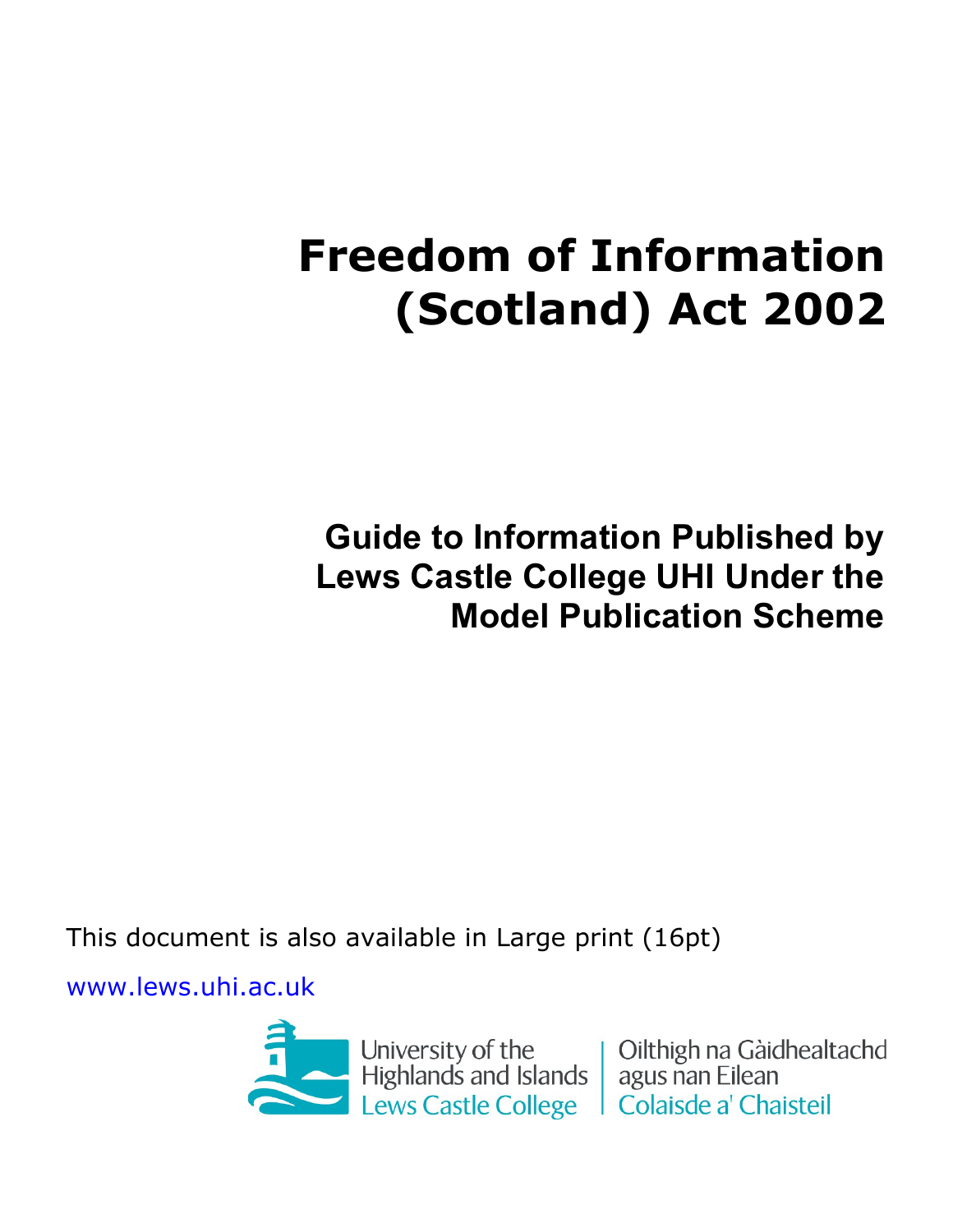# Freedom of Information (Scotland) Act 2002

## Guide to Information Published by Lews Castle College UHI Under the Model Publication Scheme

This document is also available in Large print (16pt)

www.lews.uhi.ac.uk

University of the Highlands and Islands
Lews Castle College

Oilthigh na Gàidhealtachd agus nan Eilean
Colaisde a' Chaisteil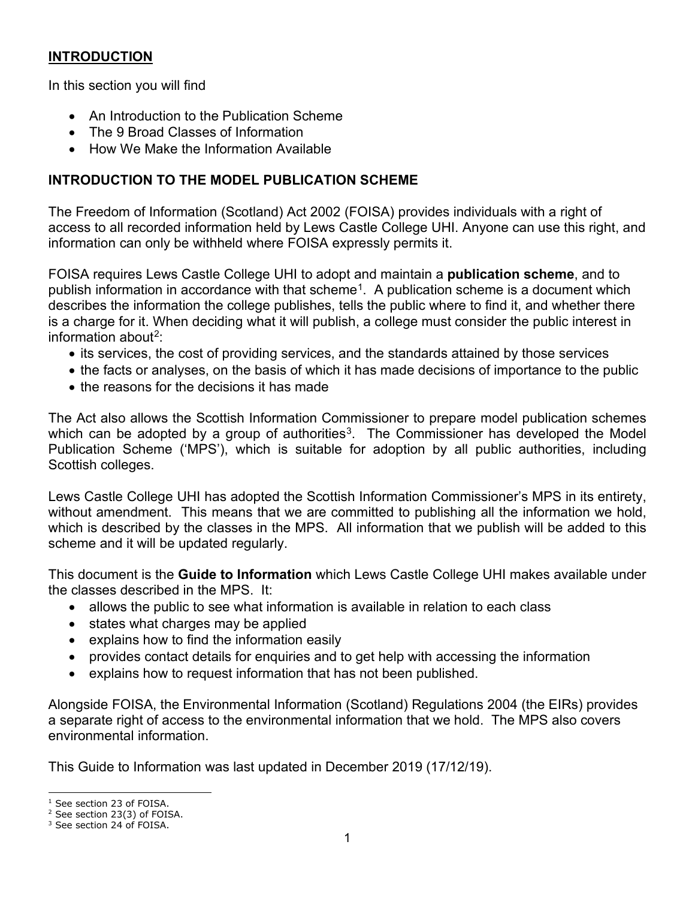## **INTRODUCTION**

In this section you will find

- An Introduction to the Publication Scheme
- The 9 Broad Classes of Information
- How We Make the Information Available

## **INTRODUCTION TO THE MODEL PUBLICATION SCHEME**

The Freedom of Information (Scotland) Act 2002 (FOISA) provides individuals with a right of access to all recorded information held by Lews Castle College UHI. Anyone can use this right, and information can only be withheld where FOISA expressly permits it.

FOISA requires Lews Castle College UHI to adopt and maintain a **publication scheme**, and to publish information in accordance with that scheme[1]. A publication scheme is a document which describes the information the college publishes, tells the public where to find it, and whether there is a charge for it. When deciding what it will publish, a college must consider the public interest in information about[2]:

- its services, the cost of providing services, and the standards attained by those services
- the facts or analyses, on the basis of which it has made decisions of importance to the public
- the reasons for the decisions it has made

The Act also allows the Scottish Information Commissioner to prepare model publication schemes which can be adopted by a group of authorities[3]. The Commissioner has developed the Model Publication Scheme ('MPS'), which is suitable for adoption by all public authorities, including Scottish colleges.

Lews Castle College UHI has adopted the Scottish Information Commissioner's MPS in its entirety, without amendment. This means that we are committed to publishing all the information we hold, which is described by the classes in the MPS. All information that we publish will be added to this scheme and it will be updated regularly.

This document is the **Guide to Information** which Lews Castle College UHI makes available under the classes described in the MPS. It:

- allows the public to see what information is available in relation to each class
- states what charges may be applied
- explains how to find the information easily
- provides contact details for enquiries and to get help with accessing the information
- explains how to request information that has not been published.

Alongside FOISA, the Environmental Information (Scotland) Regulations 2004 (the EIRs) provides a separate right of access to the environmental information that we hold. The MPS also covers environmental information.

This Guide to Information was last updated in December 2019 (17/12/19).

---

[1] See section 23 of FOISA.
[2] See section 23(3) of FOISA.
[3] See section 24 of FOISA.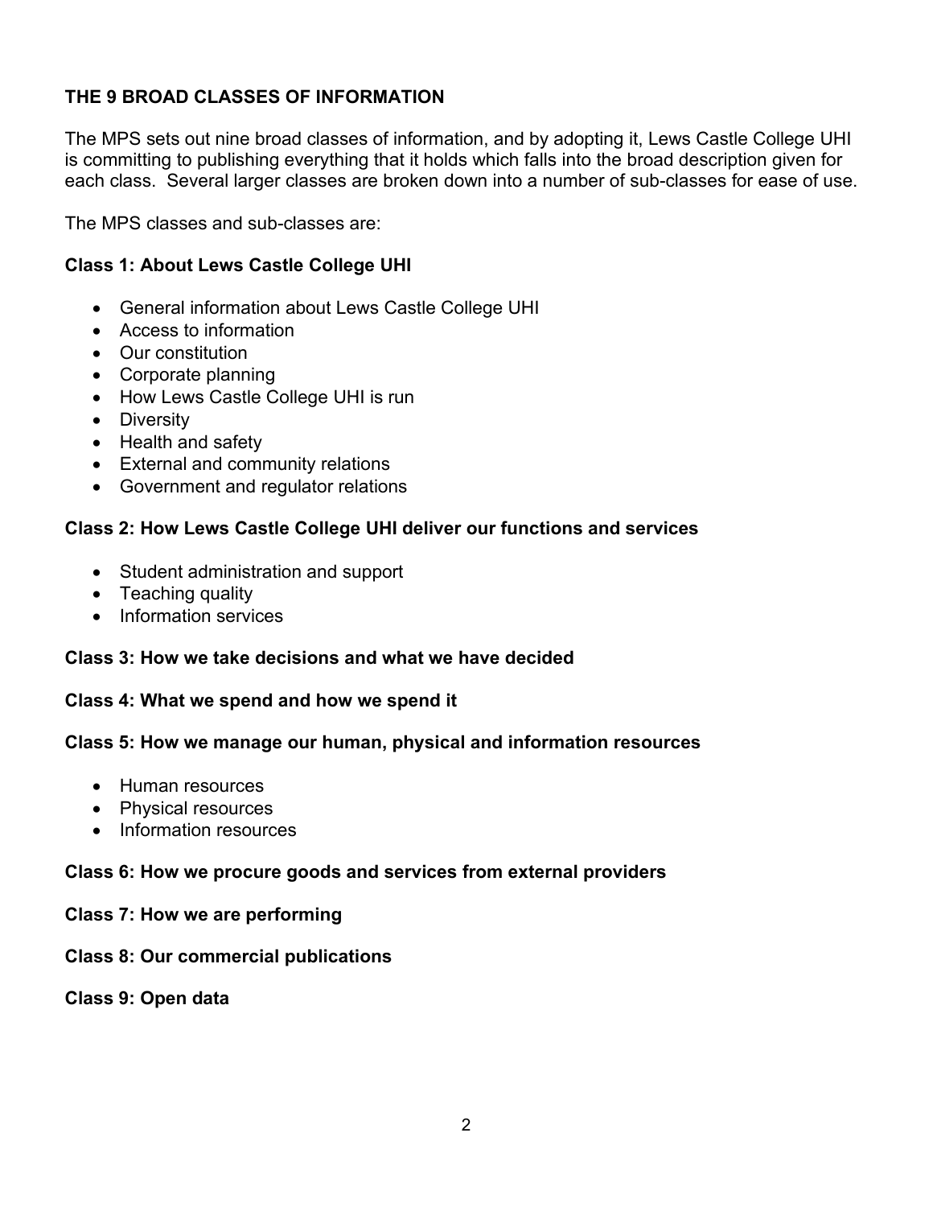## THE 9 BROAD CLASSES OF INFORMATION

The MPS sets out nine broad classes of information, and by adopting it, Lews Castle College UHI is committing to publishing everything that it holds which falls into the broad description given for each class. Several larger classes are broken down into a number of sub-classes for ease of use.

The MPS classes and sub-classes are:

### Class 1: About Lews Castle College UHI

- General information about Lews Castle College UHI
- Access to information
- Our constitution
- Corporate planning
- How Lews Castle College UHI is run
- Diversity
- Health and safety
- External and community relations
- Government and regulator relations

### Class 2: How Lews Castle College UHI deliver our functions and services

- Student administration and support
- Teaching quality
- Information services

### Class 3: How we take decisions and what we have decided

### Class 4: What we spend and how we spend it

### Class 5: How we manage our human, physical and information resources

- Human resources
- Physical resources
- Information resources

### Class 6: How we procure goods and services from external providers

### Class 7: How we are performing

### Class 8: Our commercial publications

### Class 9: Open data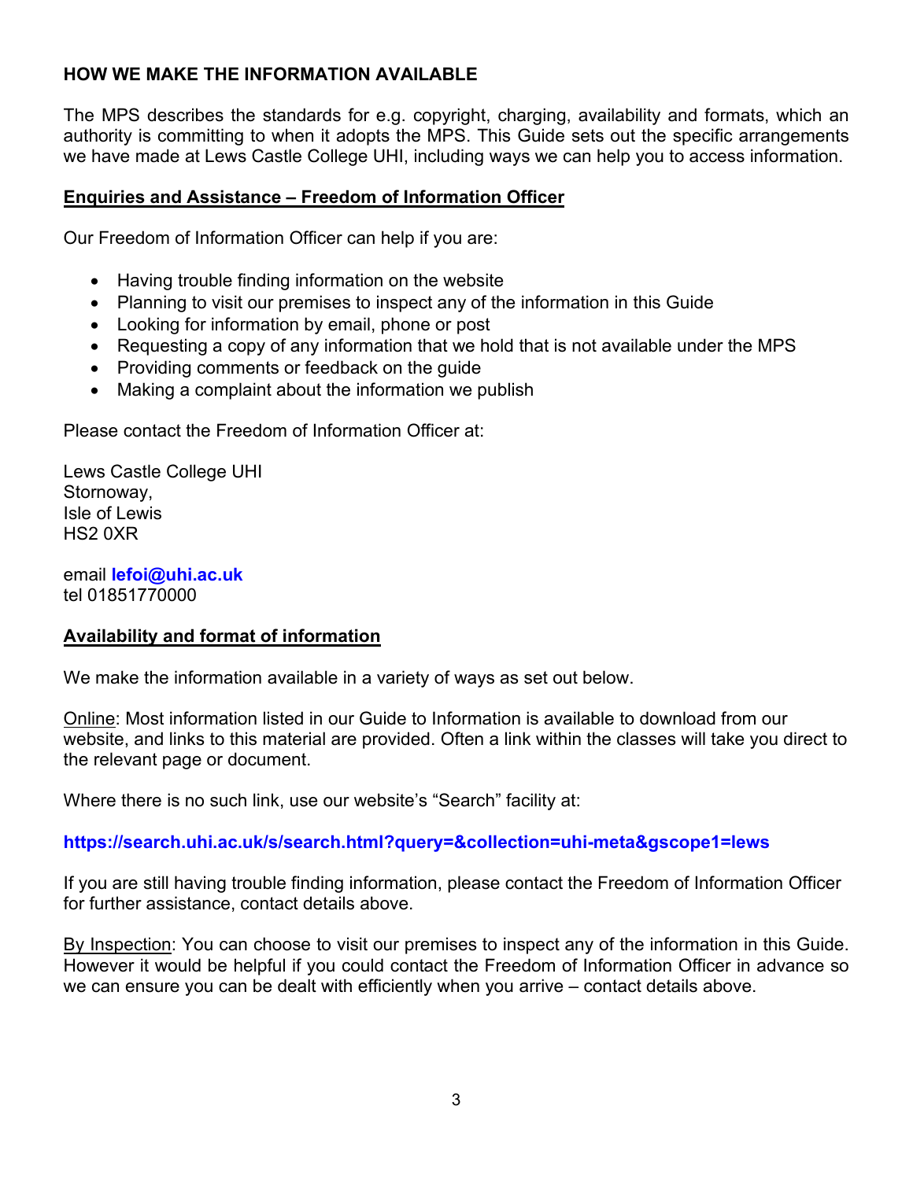## HOW WE MAKE THE INFORMATION AVAILABLE

The MPS describes the standards for e.g. copyright, charging, availability and formats, which an authority is committing to when it adopts the MPS. This Guide sets out the specific arrangements we have made at Lews Castle College UHI, including ways we can help you to access information.

### Enquiries and Assistance – Freedom of Information Officer

Our Freedom of Information Officer can help if you are:

- Having trouble finding information on the website
- Planning to visit our premises to inspect any of the information in this Guide
- Looking for information by email, phone or post
- Requesting a copy of any information that we hold that is not available under the MPS
- Providing comments or feedback on the guide
- Making a complaint about the information we publish

Please contact the Freedom of Information Officer at:

Lews Castle College UHI
Stornoway,
Isle of Lewis
HS2 0XR

email **lefoi@uhi.ac.uk**
tel 01851770000

### Availability and format of information

We make the information available in a variety of ways as set out below.

Online: Most information listed in our Guide to Information is available to download from our website, and links to this material are provided. Often a link within the classes will take you direct to the relevant page or document.

Where there is no such link, use our website's "Search" facility at:

**https://search.uhi.ac.uk/s/search.html?query=&collection=uhi-meta&gscope1=lews**

If you are still having trouble finding information, please contact the Freedom of Information Officer for further assistance, contact details above.

By Inspection: You can choose to visit our premises to inspect any of the information in this Guide. However it would be helpful if you could contact the Freedom of Information Officer in advance so we can ensure you can be dealt with efficiently when you arrive – contact details above.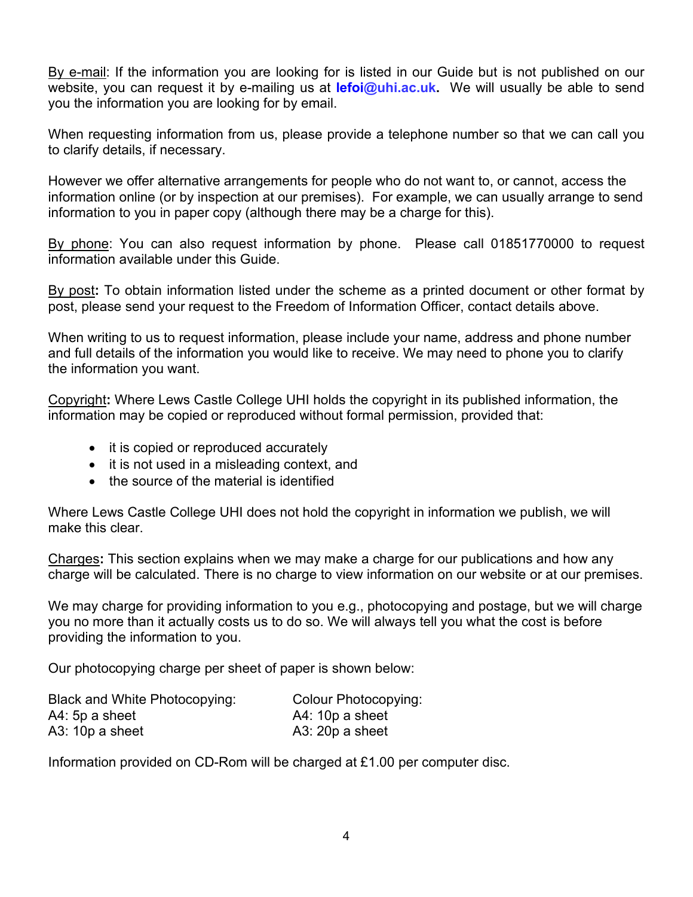By e-mail: If the information you are looking for is listed in our Guide but is not published on our website, you can request it by e-mailing us at **lefoi@uhi.ac.uk.** We will usually be able to send you the information you are looking for by email.

When requesting information from us, please provide a telephone number so that we can call you to clarify details, if necessary.

However we offer alternative arrangements for people who do not want to, or cannot, access the information online (or by inspection at our premises). For example, we can usually arrange to send information to you in paper copy (although there may be a charge for this).

By phone: You can also request information by phone. Please call 01851770000 to request information available under this Guide.

By post**:** To obtain information listed under the scheme as a printed document or other format by post, please send your request to the Freedom of Information Officer, contact details above.

When writing to us to request information, please include your name, address and phone number and full details of the information you would like to receive. We may need to phone you to clarify the information you want.

Copyright**:** Where Lews Castle College UHI holds the copyright in its published information, the information may be copied or reproduced without formal permission, provided that:

- it is copied or reproduced accurately
- it is not used in a misleading context, and
- the source of the material is identified

Where Lews Castle College UHI does not hold the copyright in information we publish, we will make this clear.

Charges**:** This section explains when we may make a charge for our publications and how any charge will be calculated. There is no charge to view information on our website or at our premises.

We may charge for providing information to you e.g., photocopying and postage, but we will charge you no more than it actually costs us to do so. We will always tell you what the cost is before providing the information to you.

Our photocopying charge per sheet of paper is shown below:

| Black and White Photocopying: | Colour Photocopying: |
|---|---|
| A4: 5p a sheet | A4: 10p a sheet |
| A3: 10p a sheet | A3: 20p a sheet |

Information provided on CD-Rom will be charged at £1.00 per computer disc.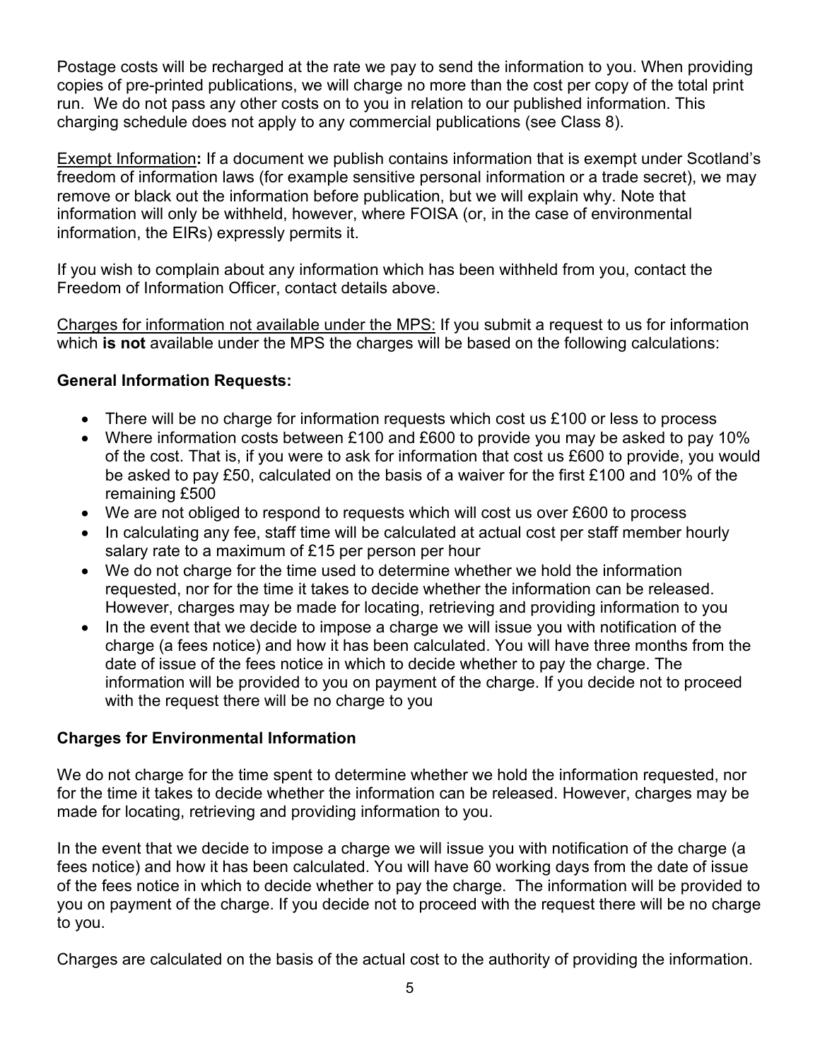Postage costs will be recharged at the rate we pay to send the information to you. When providing copies of pre-printed publications, we will charge no more than the cost per copy of the total print run. We do not pass any other costs on to you in relation to our published information. This charging schedule does not apply to any commercial publications (see Class 8).

Exempt Information**:** If a document we publish contains information that is exempt under Scotland's freedom of information laws (for example sensitive personal information or a trade secret), we may remove or black out the information before publication, but we will explain why. Note that information will only be withheld, however, where FOISA (or, in the case of environmental information, the EIRs) expressly permits it.

If you wish to complain about any information which has been withheld from you, contact the Freedom of Information Officer, contact details above.

Charges for information not available under the MPS: If you submit a request to us for information which **is not** available under the MPS the charges will be based on the following calculations:

**General Information Requests:**

- There will be no charge for information requests which cost us £100 or less to process
- Where information costs between £100 and £600 to provide you may be asked to pay 10% of the cost. That is, if you were to ask for information that cost us £600 to provide, you would be asked to pay £50, calculated on the basis of a waiver for the first £100 and 10% of the remaining £500
- We are not obliged to respond to requests which will cost us over £600 to process
- In calculating any fee, staff time will be calculated at actual cost per staff member hourly salary rate to a maximum of £15 per person per hour
- We do not charge for the time used to determine whether we hold the information requested, nor for the time it takes to decide whether the information can be released. However, charges may be made for locating, retrieving and providing information to you
- In the event that we decide to impose a charge we will issue you with notification of the charge (a fees notice) and how it has been calculated. You will have three months from the date of issue of the fees notice in which to decide whether to pay the charge. The information will be provided to you on payment of the charge. If you decide not to proceed with the request there will be no charge to you

**Charges for Environmental Information**

We do not charge for the time spent to determine whether we hold the information requested, nor for the time it takes to decide whether the information can be released. However, charges may be made for locating, retrieving and providing information to you.

In the event that we decide to impose a charge we will issue you with notification of the charge (a fees notice) and how it has been calculated. You will have 60 working days from the date of issue of the fees notice in which to decide whether to pay the charge. The information will be provided to you on payment of the charge. If you decide not to proceed with the request there will be no charge to you.

Charges are calculated on the basis of the actual cost to the authority of providing the information.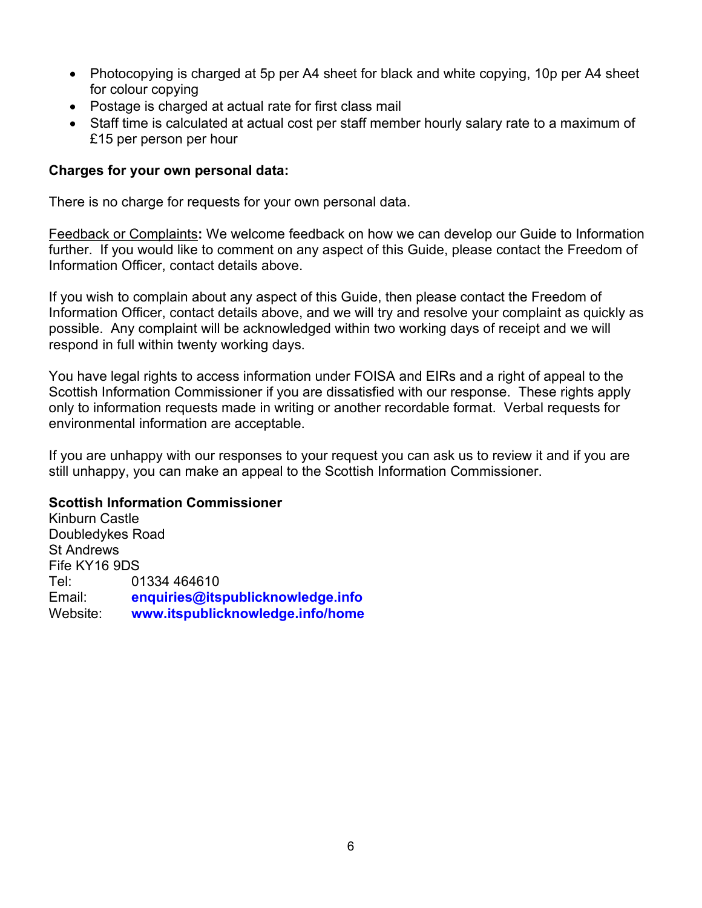- Photocopying is charged at 5p per A4 sheet for black and white copying, 10p per A4 sheet for colour copying
- Postage is charged at actual rate for first class mail
- Staff time is calculated at actual cost per staff member hourly salary rate to a maximum of £15 per person per hour

**Charges for your own personal data:**

There is no charge for requests for your own personal data.

Feedback or Complaints**:** We welcome feedback on how we can develop our Guide to Information further. If you would like to comment on any aspect of this Guide, please contact the Freedom of Information Officer, contact details above.

If you wish to complain about any aspect of this Guide, then please contact the Freedom of Information Officer, contact details above, and we will try and resolve your complaint as quickly as possible. Any complaint will be acknowledged within two working days of receipt and we will respond in full within twenty working days.

You have legal rights to access information under FOISA and EIRs and a right of appeal to the Scottish Information Commissioner if you are dissatisfied with our response. These rights apply only to information requests made in writing or another recordable format. Verbal requests for environmental information are acceptable.

If you are unhappy with our responses to your request you can ask us to review it and if you are still unhappy, you can make an appeal to the Scottish Information Commissioner.

**Scottish Information Commissioner**
Kinburn Castle
Doubledykes Road
St Andrews
Fife KY16 9DS
Tel: 01334 464610
Email: **enquiries@itspublicknowledge.info**
Website: **www.itspublicknowledge.info/home**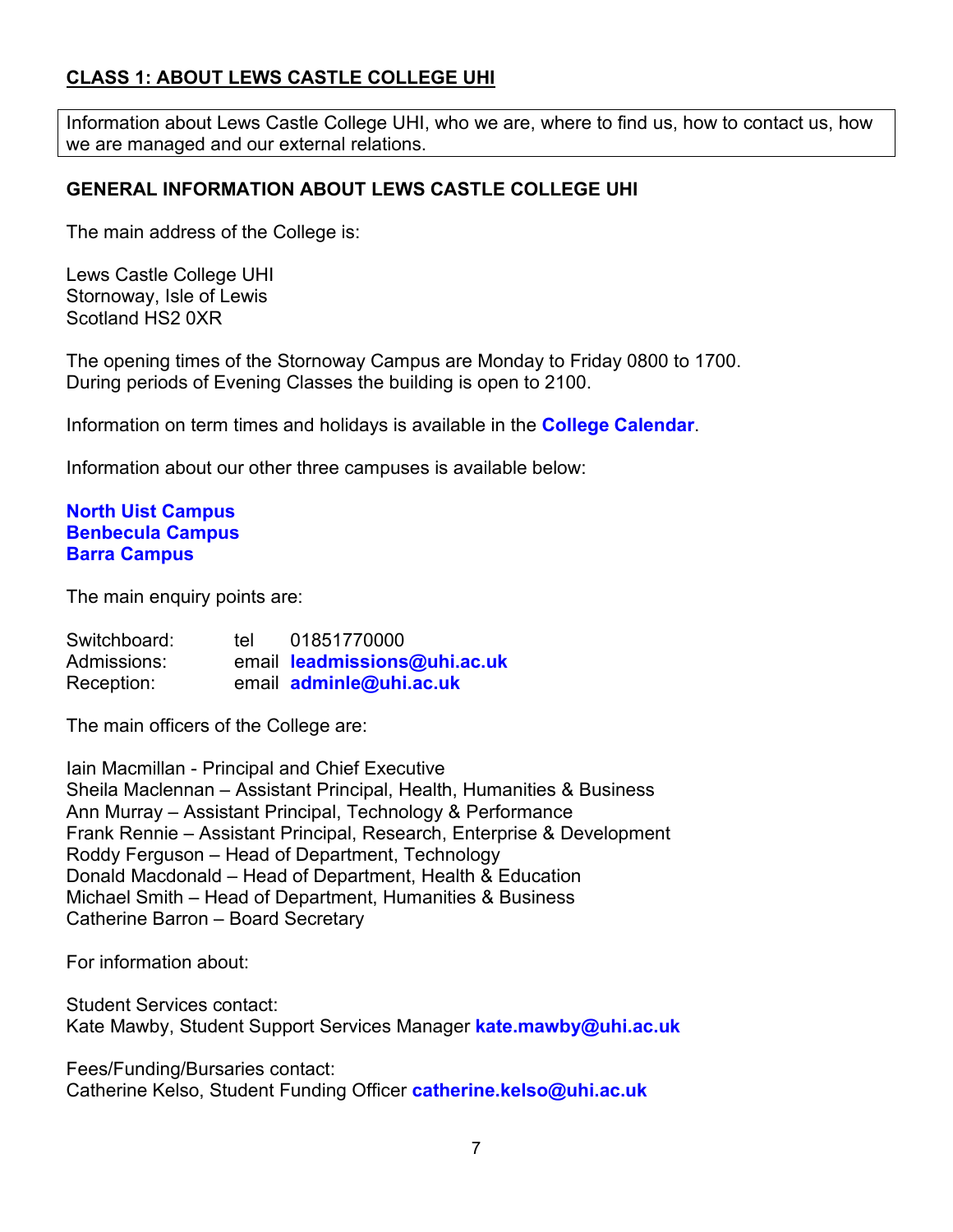## CLASS 1: ABOUT LEWS CASTLE COLLEGE UHI

Information about Lews Castle College UHI, who we are, where to find us, how to contact us, how we are managed and our external relations.

### GENERAL INFORMATION ABOUT LEWS CASTLE COLLEGE UHI

The main address of the College is:

Lews Castle College UHI
Stornoway, Isle of Lewis
Scotland HS2 0XR

The opening times of the Stornoway Campus are Monday to Friday 0800 to 1700.
During periods of Evening Classes the building is open to 2100.

Information on term times and holidays is available in the **College Calendar**.

Information about our other three campuses is available below:

**North Uist Campus**
**Benbecula Campus**
**Barra Campus**

The main enquiry points are:

| | | |
|---|---|---|
| Switchboard: | tel | 01851770000 |
| Admissions: | email | **leadmissions@uhi.ac.uk** |
| Reception: | email | **adminle@uhi.ac.uk** |

The main officers of the College are:

Iain Macmillan - Principal and Chief Executive
Sheila Maclennan – Assistant Principal, Health, Humanities & Business
Ann Murray – Assistant Principal, Technology & Performance
Frank Rennie – Assistant Principal, Research, Enterprise & Development
Roddy Ferguson – Head of Department, Technology
Donald Macdonald – Head of Department, Health & Education
Michael Smith – Head of Department, Humanities & Business
Catherine Barron – Board Secretary

For information about:

Student Services contact:
Kate Mawby, Student Support Services Manager **kate.mawby@uhi.ac.uk**

Fees/Funding/Bursaries contact:
Catherine Kelso, Student Funding Officer **catherine.kelso@uhi.ac.uk**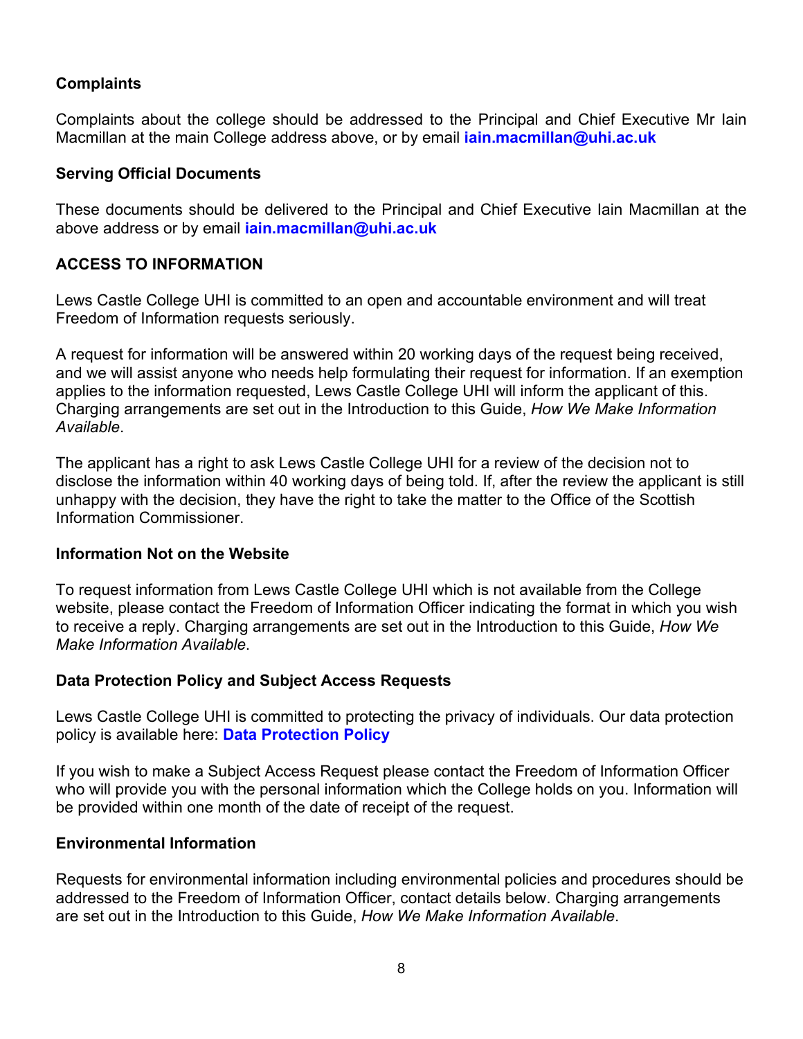### Complaints

Complaints about the college should be addressed to the Principal and Chief Executive Mr Iain Macmillan at the main College address above, or by email **iain.macmillan@uhi.ac.uk**

### Serving Official Documents

These documents should be delivered to the Principal and Chief Executive Iain Macmillan at the above address or by email **iain.macmillan@uhi.ac.uk**

## ACCESS TO INFORMATION

Lews Castle College UHI is committed to an open and accountable environment and will treat Freedom of Information requests seriously.

A request for information will be answered within 20 working days of the request being received, and we will assist anyone who needs help formulating their request for information. If an exemption applies to the information requested, Lews Castle College UHI will inform the applicant of this. Charging arrangements are set out in the Introduction to this Guide, *How We Make Information Available*.

The applicant has a right to ask Lews Castle College UHI for a review of the decision not to disclose the information within 40 working days of being told. If, after the review the applicant is still unhappy with the decision, they have the right to take the matter to the Office of the Scottish Information Commissioner.

### Information Not on the Website

To request information from Lews Castle College UHI which is not available from the College website, please contact the Freedom of Information Officer indicating the format in which you wish to receive a reply. Charging arrangements are set out in the Introduction to this Guide, *How We Make Information Available*.

### Data Protection Policy and Subject Access Requests

Lews Castle College UHI is committed to protecting the privacy of individuals. Our data protection policy is available here: **Data Protection Policy**

If you wish to make a Subject Access Request please contact the Freedom of Information Officer who will provide you with the personal information which the College holds on you. Information will be provided within one month of the date of receipt of the request.

### Environmental Information

Requests for environmental information including environmental policies and procedures should be addressed to the Freedom of Information Officer, contact details below. Charging arrangements are set out in the Introduction to this Guide, *How We Make Information Available*.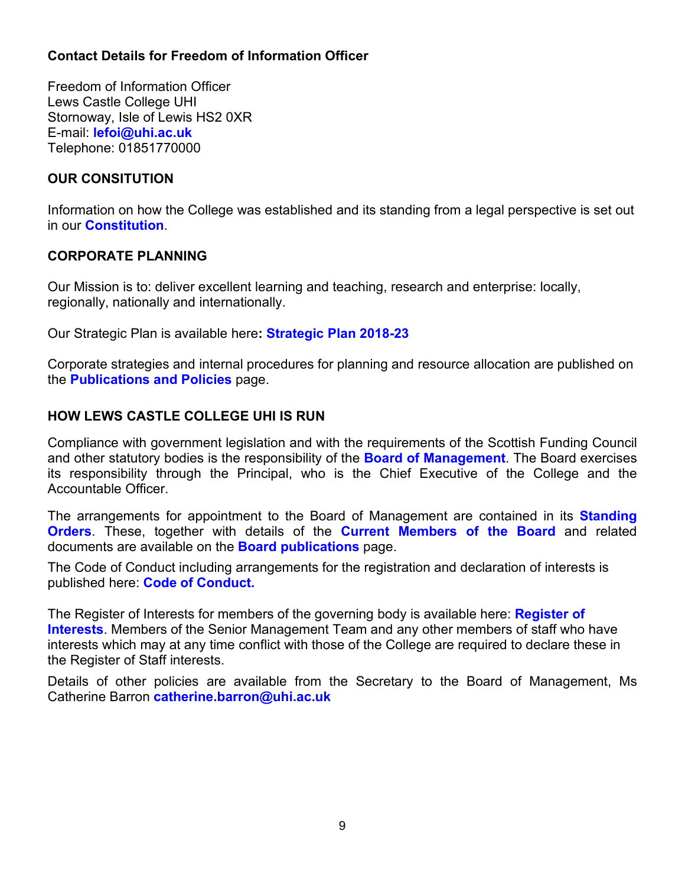**Contact Details for Freedom of Information Officer**

Freedom of Information Officer
Lews Castle College UHI
Stornoway, Isle of Lewis HS2 0XR
E-mail: **lefoi@uhi.ac.uk**
Telephone: 01851770000

## OUR CONSITUTION

Information on how the College was established and its standing from a legal perspective is set out in our **Constitution**.

## CORPORATE PLANNING

Our Mission is to: deliver excellent learning and teaching, research and enterprise: locally, regionally, nationally and internationally.

Our Strategic Plan is available here**: Strategic Plan 2018-23**

Corporate strategies and internal procedures for planning and resource allocation are published on the **Publications and Policies** page.

## HOW LEWS CASTLE COLLEGE UHI IS RUN

Compliance with government legislation and with the requirements of the Scottish Funding Council and other statutory bodies is the responsibility of the **Board of Management**. The Board exercises its responsibility through the Principal, who is the Chief Executive of the College and the Accountable Officer.

The arrangements for appointment to the Board of Management are contained in its **Standing Orders**. These, together with details of the **Current Members of the Board** and related documents are available on the **Board publications** page.

The Code of Conduct including arrangements for the registration and declaration of interests is published here: **Code of Conduct.**

The Register of Interests for members of the governing body is available here: **Register of Interests**. Members of the Senior Management Team and any other members of staff who have interests which may at any time conflict with those of the College are required to declare these in the Register of Staff interests.

Details of other policies are available from the Secretary to the Board of Management, Ms Catherine Barron **catherine.barron@uhi.ac.uk**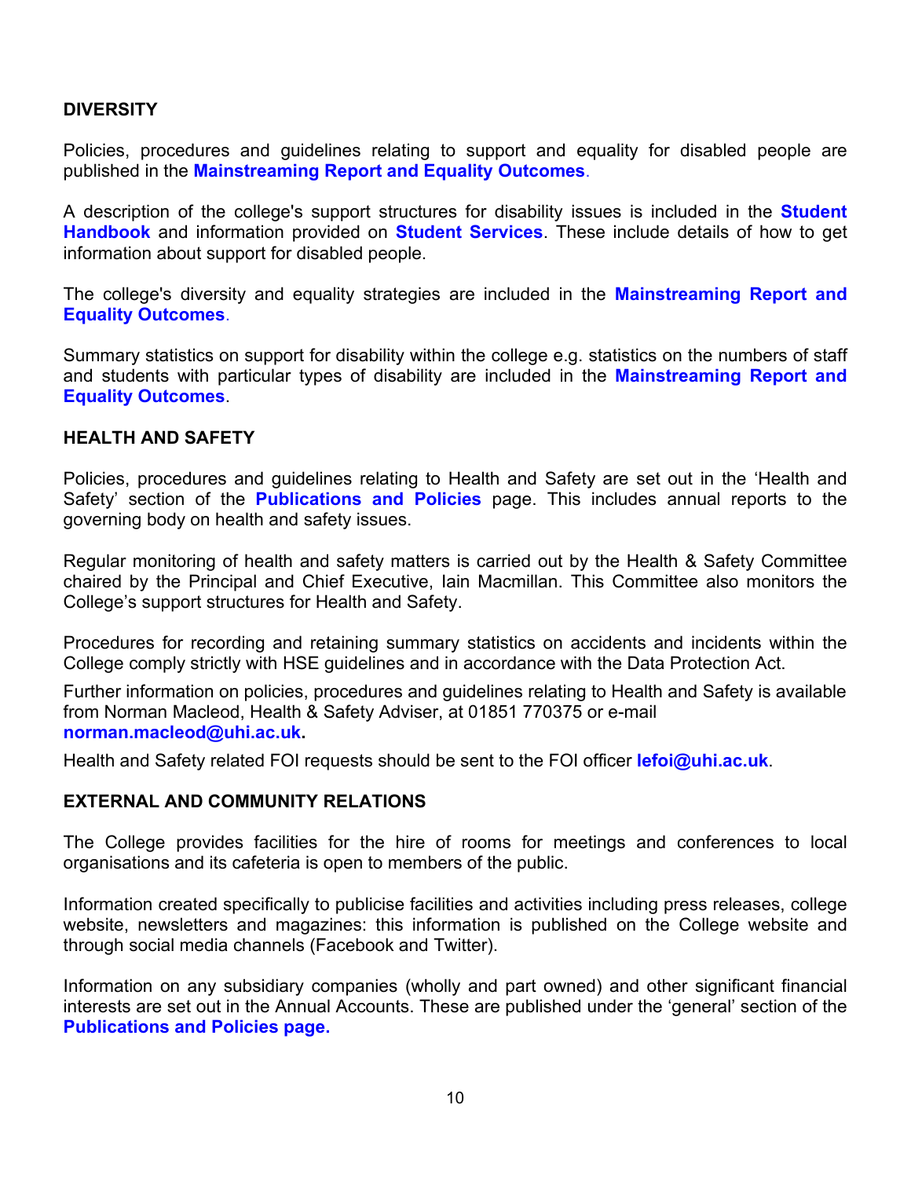## DIVERSITY

Policies, procedures and guidelines relating to support and equality for disabled people are published in the **Mainstreaming Report and Equality Outcomes**.

A description of the college's support structures for disability issues is included in the **Student Handbook** and information provided on **Student Services**. These include details of how to get information about support for disabled people.

The college's diversity and equality strategies are included in the **Mainstreaming Report and Equality Outcomes**.

Summary statistics on support for disability within the college e.g. statistics on the numbers of staff and students with particular types of disability are included in the **Mainstreaming Report and Equality Outcomes**.

## HEALTH AND SAFETY

Policies, procedures and guidelines relating to Health and Safety are set out in the 'Health and Safety' section of the **Publications and Policies** page. This includes annual reports to the governing body on health and safety issues.

Regular monitoring of health and safety matters is carried out by the Health & Safety Committee chaired by the Principal and Chief Executive, Iain Macmillan. This Committee also monitors the College's support structures for Health and Safety.

Procedures for recording and retaining summary statistics on accidents and incidents within the College comply strictly with HSE guidelines and in accordance with the Data Protection Act.

Further information on policies, procedures and guidelines relating to Health and Safety is available from Norman Macleod, Health & Safety Adviser, at 01851 770375 or e-mail **norman.macleod@uhi.ac.uk.**

Health and Safety related FOI requests should be sent to the FOI officer **lefoi@uhi.ac.uk**.

## EXTERNAL AND COMMUNITY RELATIONS

The College provides facilities for the hire of rooms for meetings and conferences to local organisations and its cafeteria is open to members of the public.

Information created specifically to publicise facilities and activities including press releases, college website, newsletters and magazines: this information is published on the College website and through social media channels (Facebook and Twitter).

Information on any subsidiary companies (wholly and part owned) and other significant financial interests are set out in the Annual Accounts. These are published under the 'general' section of the **Publications and Policies page.**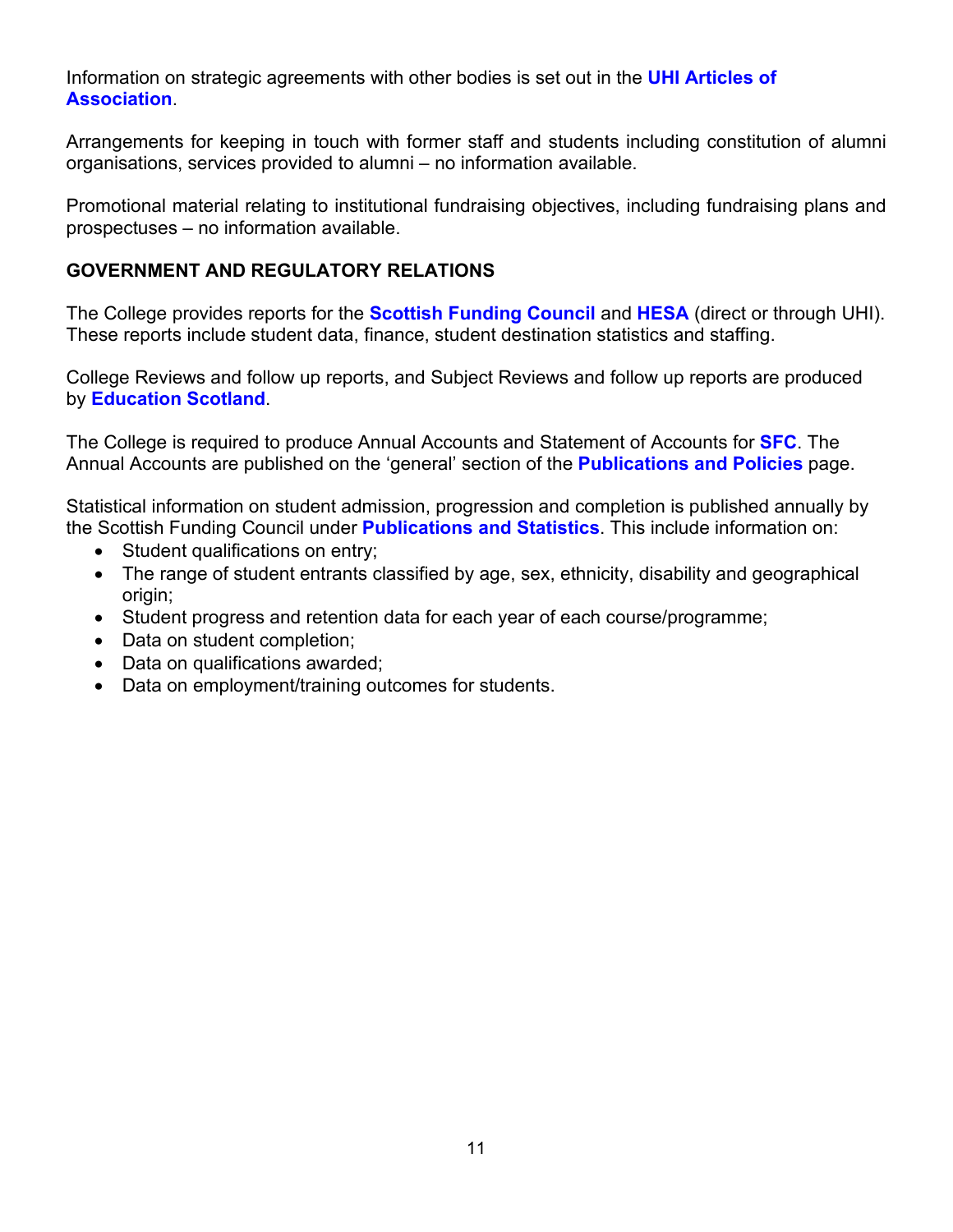Information on strategic agreements with other bodies is set out in the **UHI Articles of Association**.

Arrangements for keeping in touch with former staff and students including constitution of alumni organisations, services provided to alumni – no information available.

Promotional material relating to institutional fundraising objectives, including fundraising plans and prospectuses – no information available.

**GOVERNMENT AND REGULATORY RELATIONS**

The College provides reports for the **Scottish Funding Council** and **HESA** (direct or through UHI). These reports include student data, finance, student destination statistics and staffing.

College Reviews and follow up reports, and Subject Reviews and follow up reports are produced by **Education Scotland**.

The College is required to produce Annual Accounts and Statement of Accounts for **SFC**. The Annual Accounts are published on the 'general' section of the **Publications and Policies** page.

Statistical information on student admission, progression and completion is published annually by the Scottish Funding Council under **Publications and Statistics**. This include information on:

- Student qualifications on entry;
- The range of student entrants classified by age, sex, ethnicity, disability and geographical origin;
- Student progress and retention data for each year of each course/programme;
- Data on student completion;
- Data on qualifications awarded;
- Data on employment/training outcomes for students.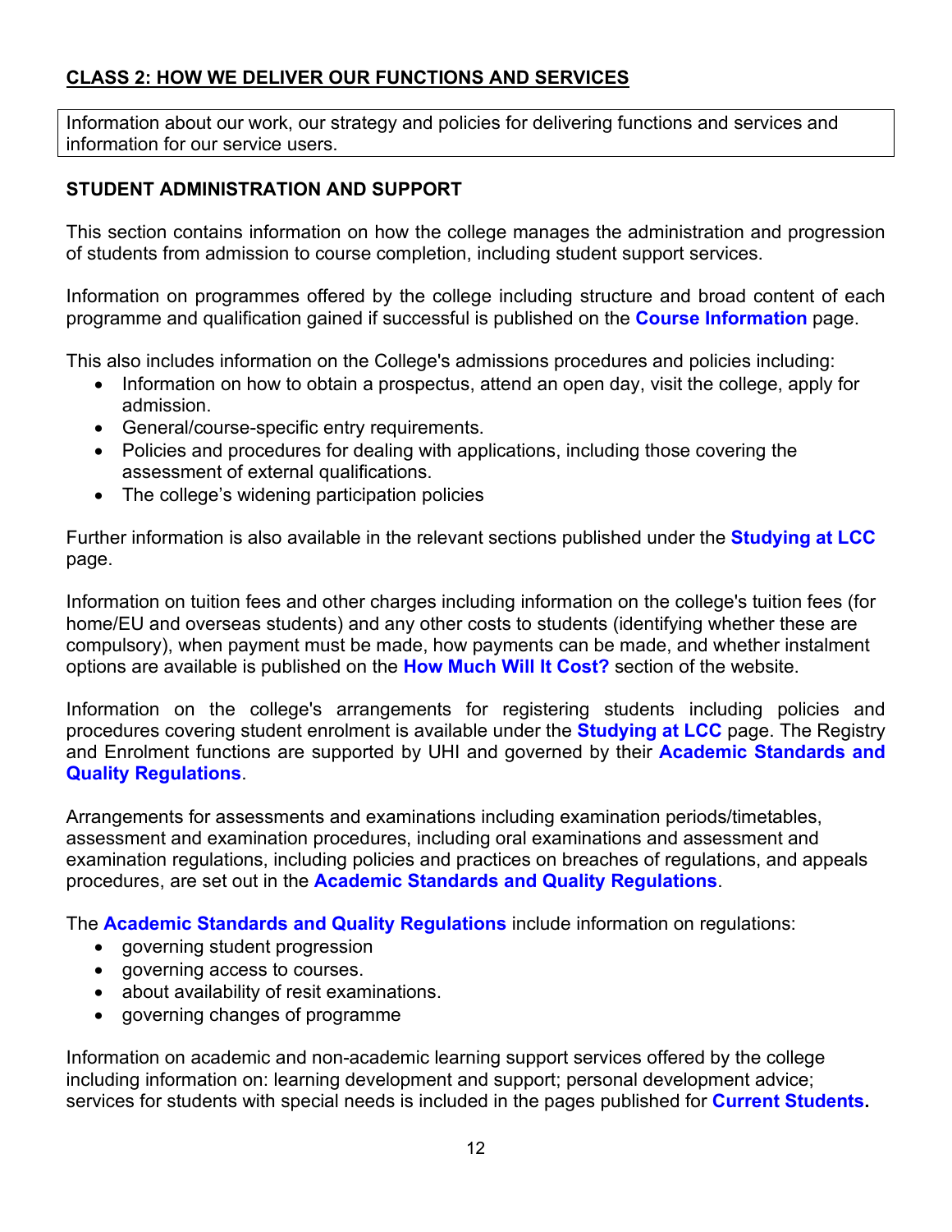## CLASS 2: HOW WE DELIVER OUR FUNCTIONS AND SERVICES

Information about our work, our strategy and policies for delivering functions and services and information for our service users.

### STUDENT ADMINISTRATION AND SUPPORT

This section contains information on how the college manages the administration and progression of students from admission to course completion, including student support services.

Information on programmes offered by the college including structure and broad content of each programme and qualification gained if successful is published on the **Course Information** page.

This also includes information on the College's admissions procedures and policies including:

- Information on how to obtain a prospectus, attend an open day, visit the college, apply for admission.
- General/course-specific entry requirements.
- Policies and procedures for dealing with applications, including those covering the assessment of external qualifications.
- The college's widening participation policies

Further information is also available in the relevant sections published under the **Studying at LCC** page.

Information on tuition fees and other charges including information on the college's tuition fees (for home/EU and overseas students) and any other costs to students (identifying whether these are compulsory), when payment must be made, how payments can be made, and whether instalment options are available is published on the **How Much Will It Cost?** section of the website.

Information on the college's arrangements for registering students including policies and procedures covering student enrolment is available under the **Studying at LCC** page. The Registry and Enrolment functions are supported by UHI and governed by their **Academic Standards and Quality Regulations**.

Arrangements for assessments and examinations including examination periods/timetables, assessment and examination procedures, including oral examinations and assessment and examination regulations, including policies and practices on breaches of regulations, and appeals procedures, are set out in the **Academic Standards and Quality Regulations**.

The **Academic Standards and Quality Regulations** include information on regulations:

- governing student progression
- governing access to courses.
- about availability of resit examinations.
- governing changes of programme

Information on academic and non-academic learning support services offered by the college including information on: learning development and support; personal development advice; services for students with special needs is included in the pages published for **Current Students.**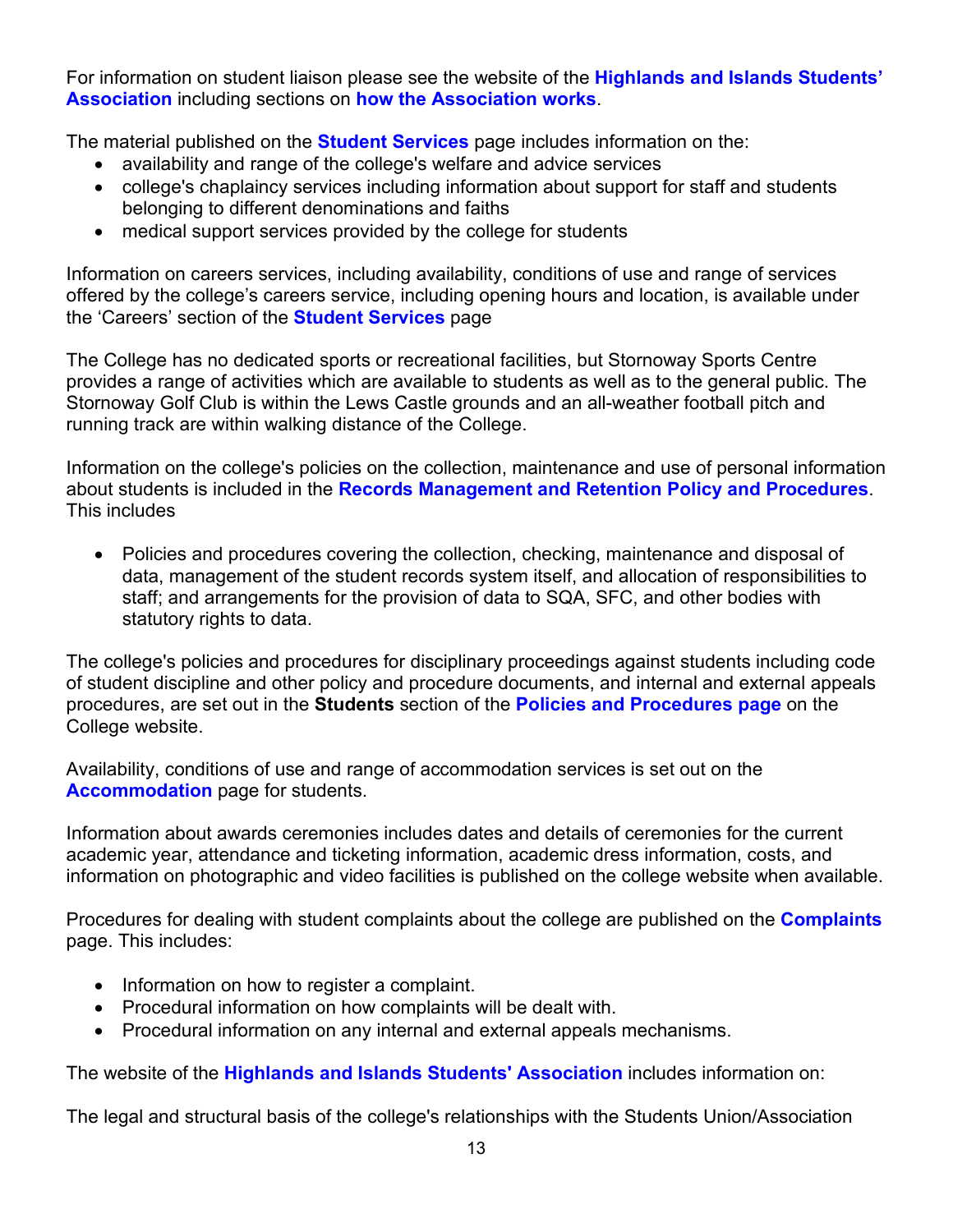For information on student liaison please see the website of the **Highlands and Islands Students' Association** including sections on **how the Association works**.

The material published on the **Student Services** page includes information on the:

- availability and range of the college's welfare and advice services
- college's chaplaincy services including information about support for staff and students belonging to different denominations and faiths
- medical support services provided by the college for students

Information on careers services, including availability, conditions of use and range of services offered by the college's careers service, including opening hours and location, is available under the 'Careers' section of the **Student Services** page

The College has no dedicated sports or recreational facilities, but Stornoway Sports Centre provides a range of activities which are available to students as well as to the general public. The Stornoway Golf Club is within the Lews Castle grounds and an all-weather football pitch and running track are within walking distance of the College.

Information on the college's policies on the collection, maintenance and use of personal information about students is included in the **Records Management and Retention Policy and Procedures**. This includes

- Policies and procedures covering the collection, checking, maintenance and disposal of data, management of the student records system itself, and allocation of responsibilities to staff; and arrangements for the provision of data to SQA, SFC, and other bodies with statutory rights to data.

The college's policies and procedures for disciplinary proceedings against students including code of student discipline and other policy and procedure documents, and internal and external appeals procedures, are set out in the **Students** section of the **Policies and Procedures page** on the College website.

Availability, conditions of use and range of accommodation services is set out on the **Accommodation** page for students.

Information about awards ceremonies includes dates and details of ceremonies for the current academic year, attendance and ticketing information, academic dress information, costs, and information on photographic and video facilities is published on the college website when available.

Procedures for dealing with student complaints about the college are published on the **Complaints** page. This includes:

- Information on how to register a complaint.
- Procedural information on how complaints will be dealt with.
- Procedural information on any internal and external appeals mechanisms.

The website of the **Highlands and Islands Students' Association** includes information on:

The legal and structural basis of the college's relationships with the Students Union/Association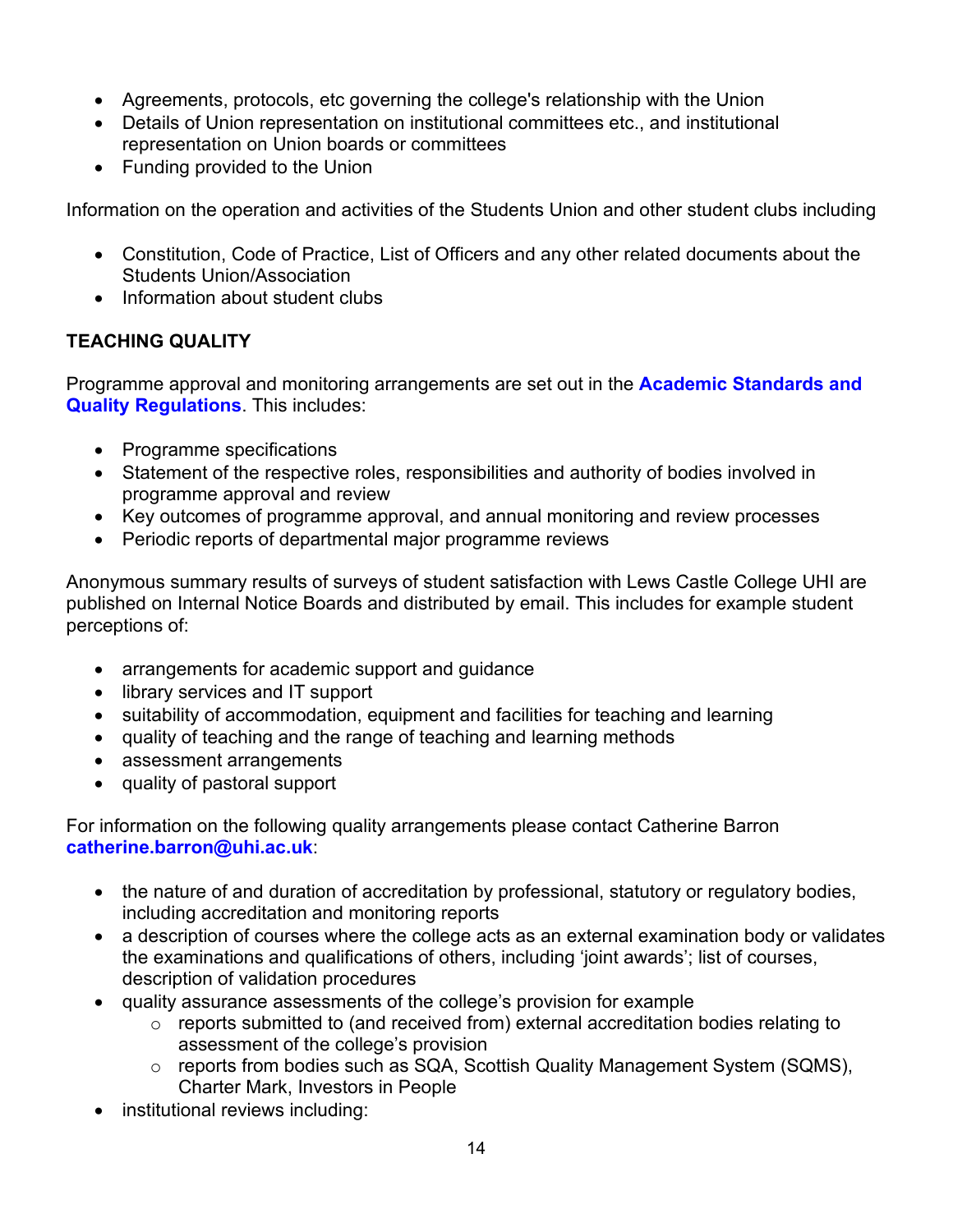- Agreements, protocols, etc governing the college's relationship with the Union
- Details of Union representation on institutional committees etc., and institutional representation on Union boards or committees
- Funding provided to the Union

Information on the operation and activities of the Students Union and other student clubs including

- Constitution, Code of Practice, List of Officers and any other related documents about the Students Union/Association
- Information about student clubs

**TEACHING QUALITY**

Programme approval and monitoring arrangements are set out in the **Academic Standards and Quality Regulations**. This includes:

- Programme specifications
- Statement of the respective roles, responsibilities and authority of bodies involved in programme approval and review
- Key outcomes of programme approval, and annual monitoring and review processes
- Periodic reports of departmental major programme reviews

Anonymous summary results of surveys of student satisfaction with Lews Castle College UHI are published on Internal Notice Boards and distributed by email. This includes for example student perceptions of:

- arrangements for academic support and guidance
- library services and IT support
- suitability of accommodation, equipment and facilities for teaching and learning
- quality of teaching and the range of teaching and learning methods
- assessment arrangements
- quality of pastoral support

For information on the following quality arrangements please contact Catherine Barron **catherine.barron@uhi.ac.uk**:

- the nature of and duration of accreditation by professional, statutory or regulatory bodies, including accreditation and monitoring reports
- a description of courses where the college acts as an external examination body or validates the examinations and qualifications of others, including 'joint awards'; list of courses, description of validation procedures
- quality assurance assessments of the college's provision for example
  - reports submitted to (and received from) external accreditation bodies relating to assessment of the college's provision
  - reports from bodies such as SQA, Scottish Quality Management System (SQMS), Charter Mark, Investors in People
- institutional reviews including: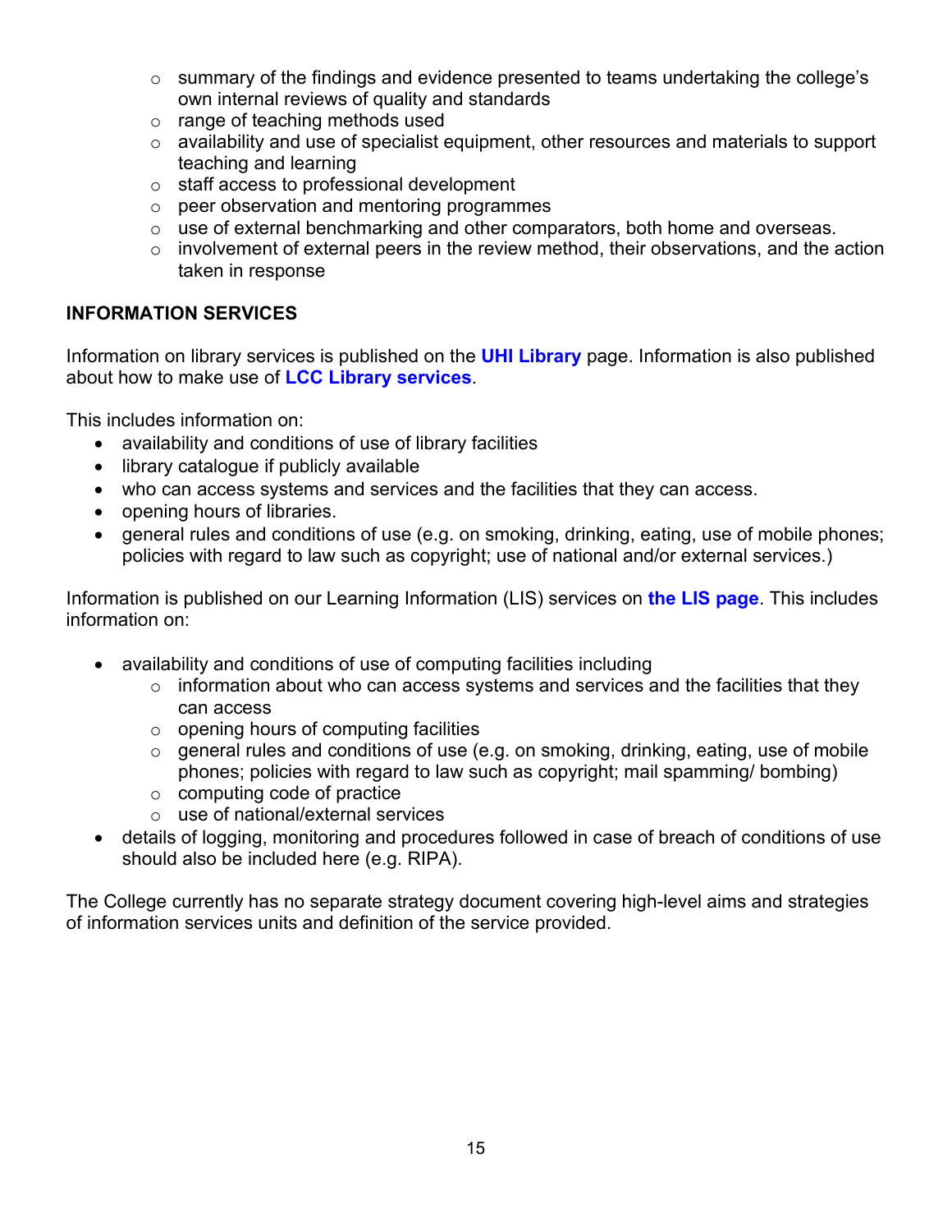- summary of the findings and evidence presented to teams undertaking the college's own internal reviews of quality and standards
- range of teaching methods used
- availability and use of specialist equipment, other resources and materials to support teaching and learning
- staff access to professional development
- peer observation and mentoring programmes
- use of external benchmarking and other comparators, both home and overseas.
- involvement of external peers in the review method, their observations, and the action taken in response

**INFORMATION SERVICES**

Information on library services is published on the **UHI Library** page. Information is also published about how to make use of **LCC Library services**.

This includes information on:

- availability and conditions of use of library facilities
- library catalogue if publicly available
- who can access systems and services and the facilities that they can access.
- opening hours of libraries.
- general rules and conditions of use (e.g. on smoking, drinking, eating, use of mobile phones; policies with regard to law such as copyright; use of national and/or external services.)

Information is published on our Learning Information (LIS) services on **the LIS page**. This includes information on:

- availability and conditions of use of computing facilities including
  - information about who can access systems and services and the facilities that they can access
  - opening hours of computing facilities
  - general rules and conditions of use (e.g. on smoking, drinking, eating, use of mobile phones; policies with regard to law such as copyright; mail spamming/ bombing)
  - computing code of practice
  - use of national/external services
- details of logging, monitoring and procedures followed in case of breach of conditions of use should also be included here (e.g. RIPA).

The College currently has no separate strategy document covering high-level aims and strategies of information services units and definition of the service provided.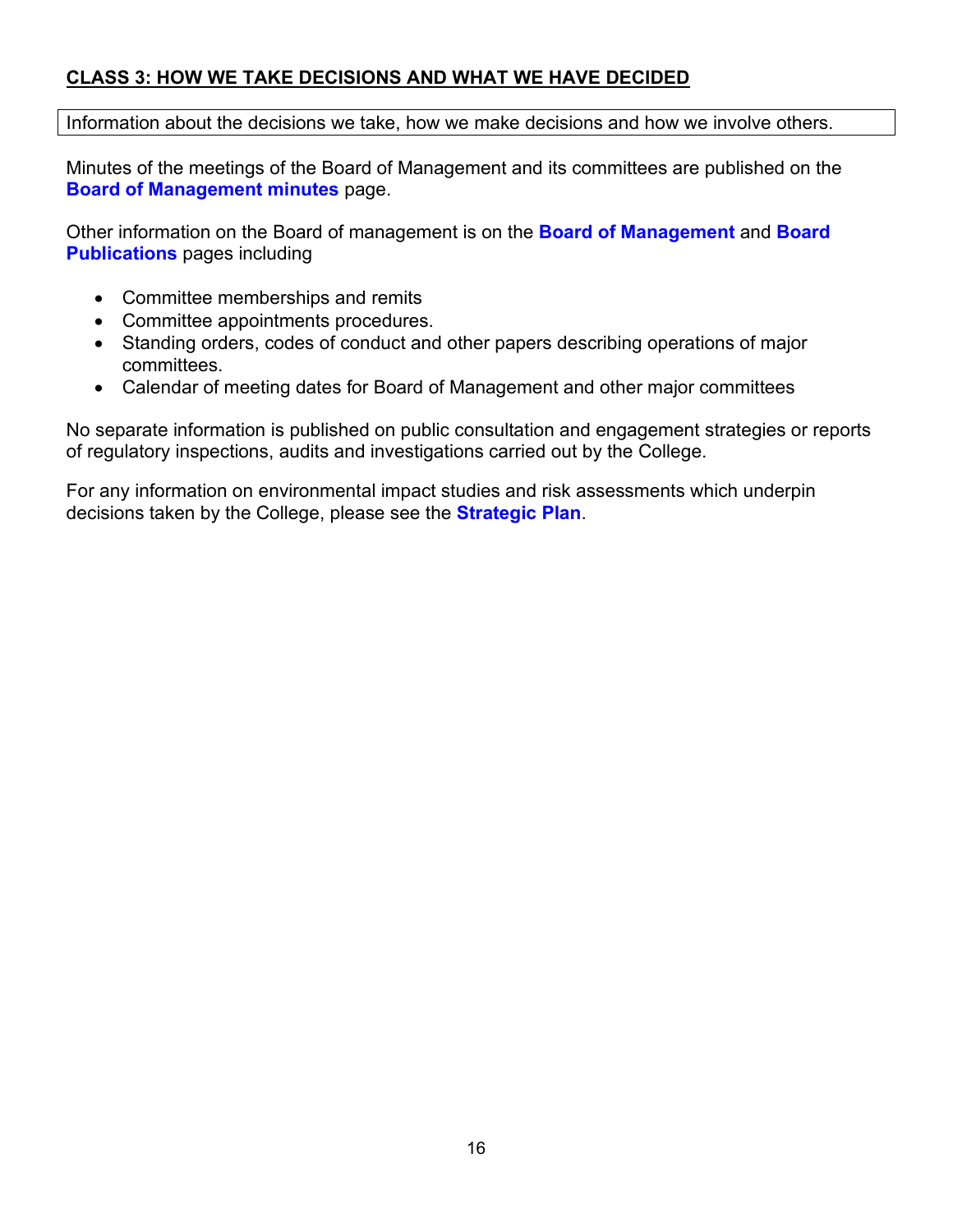## CLASS 3: HOW WE TAKE DECISIONS AND WHAT WE HAVE DECIDED

Information about the decisions we take, how we make decisions and how we involve others.

Minutes of the meetings of the Board of Management and its committees are published on the **Board of Management minutes** page.

Other information on the Board of management is on the **Board of Management** and **Board Publications** pages including

- Committee memberships and remits
- Committee appointments procedures.
- Standing orders, codes of conduct and other papers describing operations of major committees.
- Calendar of meeting dates for Board of Management and other major committees

No separate information is published on public consultation and engagement strategies or reports of regulatory inspections, audits and investigations carried out by the College.

For any information on environmental impact studies and risk assessments which underpin decisions taken by the College, please see the **Strategic Plan**.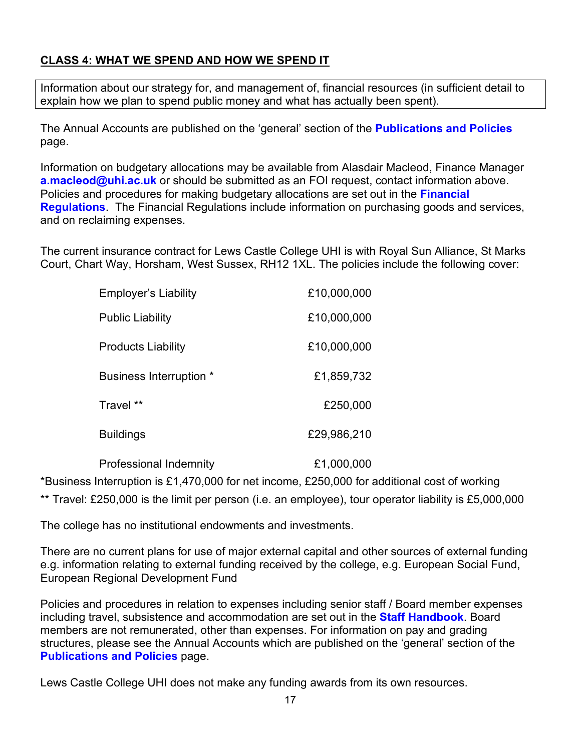**CLASS 4: WHAT WE SPEND AND HOW WE SPEND IT**

Information about our strategy for, and management of, financial resources (in sufficient detail to explain how we plan to spend public money and what has actually been spent).

The Annual Accounts are published on the 'general' section of the **Publications and Policies** page.

Information on budgetary allocations may be available from Alasdair Macleod, Finance Manager **a.macleod@uhi.ac.uk** or should be submitted as an FOI request, contact information above. Policies and procedures for making budgetary allocations are set out in the **Financial Regulations**. The Financial Regulations include information on purchasing goods and services, and on reclaiming expenses.

The current insurance contract for Lews Castle College UHI is with Royal Sun Alliance, St Marks Court, Chart Way, Horsham, West Sussex, RH12 1XL. The policies include the following cover:

| Cover | Amount |
|---|---|
| Employer's Liability | £10,000,000 |
| Public Liability | £10,000,000 |
| Products Liability | £10,000,000 |
| Business Interruption * | £1,859,732 |
| Travel ** | £250,000 |
| Buildings | £29,986,210 |
| Professional Indemnity | £1,000,000 |

*Business Interruption is £1,470,000 for net income, £250,000 for additional cost of working

** Travel: £250,000 is the limit per person (i.e. an employee), tour operator liability is £5,000,000

The college has no institutional endowments and investments.

There are no current plans for use of major external capital and other sources of external funding e.g. information relating to external funding received by the college, e.g. European Social Fund, European Regional Development Fund

Policies and procedures in relation to expenses including senior staff / Board member expenses including travel, subsistence and accommodation are set out in the **Staff Handbook**. Board members are not remunerated, other than expenses. For information on pay and grading structures, please see the Annual Accounts which are published on the 'general' section of the **Publications and Policies** page.

Lews Castle College UHI does not make any funding awards from its own resources.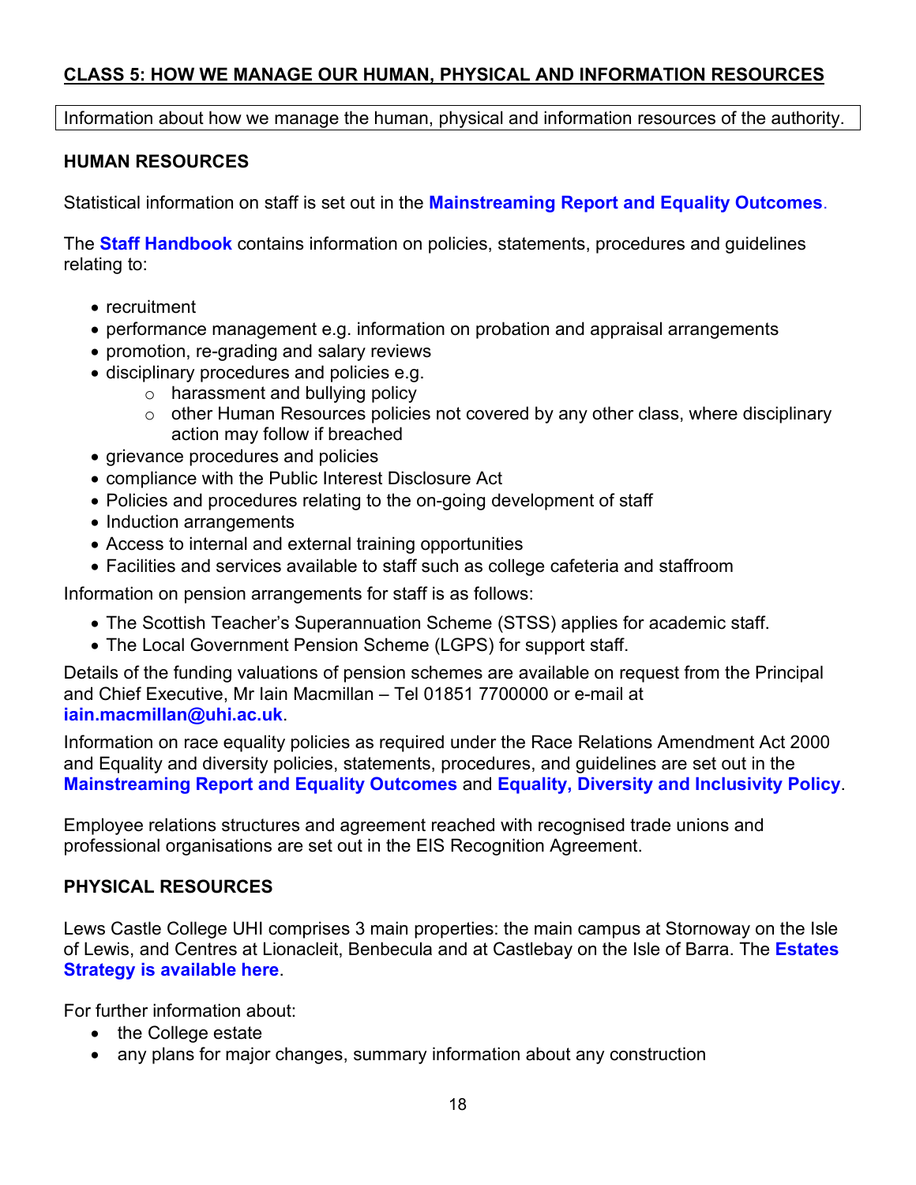## CLASS 5: HOW WE MANAGE OUR HUMAN, PHYSICAL AND INFORMATION RESOURCES

Information about how we manage the human, physical and information resources of the authority.

### HUMAN RESOURCES

Statistical information on staff is set out in the **Mainstreaming Report and Equality Outcomes**.

The **Staff Handbook** contains information on policies, statements, procedures and guidelines relating to:

- recruitment
- performance management e.g. information on probation and appraisal arrangements
- promotion, re-grading and salary reviews
- disciplinary procedures and policies e.g.
  - harassment and bullying policy
  - other Human Resources policies not covered by any other class, where disciplinary action may follow if breached
- grievance procedures and policies
- compliance with the Public Interest Disclosure Act
- Policies and procedures relating to the on-going development of staff
- Induction arrangements
- Access to internal and external training opportunities
- Facilities and services available to staff such as college cafeteria and staffroom

Information on pension arrangements for staff is as follows:

- The Scottish Teacher's Superannuation Scheme (STSS) applies for academic staff.
- The Local Government Pension Scheme (LGPS) for support staff.

Details of the funding valuations of pension schemes are available on request from the Principal and Chief Executive, Mr Iain Macmillan – Tel 01851 7700000 or e-mail at **iain.macmillan@uhi.ac.uk**.

Information on race equality policies as required under the Race Relations Amendment Act 2000 and Equality and diversity policies, statements, procedures, and guidelines are set out in the **Mainstreaming Report and Equality Outcomes** and **Equality, Diversity and Inclusivity Policy**.

Employee relations structures and agreement reached with recognised trade unions and professional organisations are set out in the EIS Recognition Agreement.

### PHYSICAL RESOURCES

Lews Castle College UHI comprises 3 main properties: the main campus at Stornoway on the Isle of Lewis, and Centres at Lionacleit, Benbecula and at Castlebay on the Isle of Barra. The **Estates Strategy is available here**.

For further information about:

- the College estate
- any plans for major changes, summary information about any construction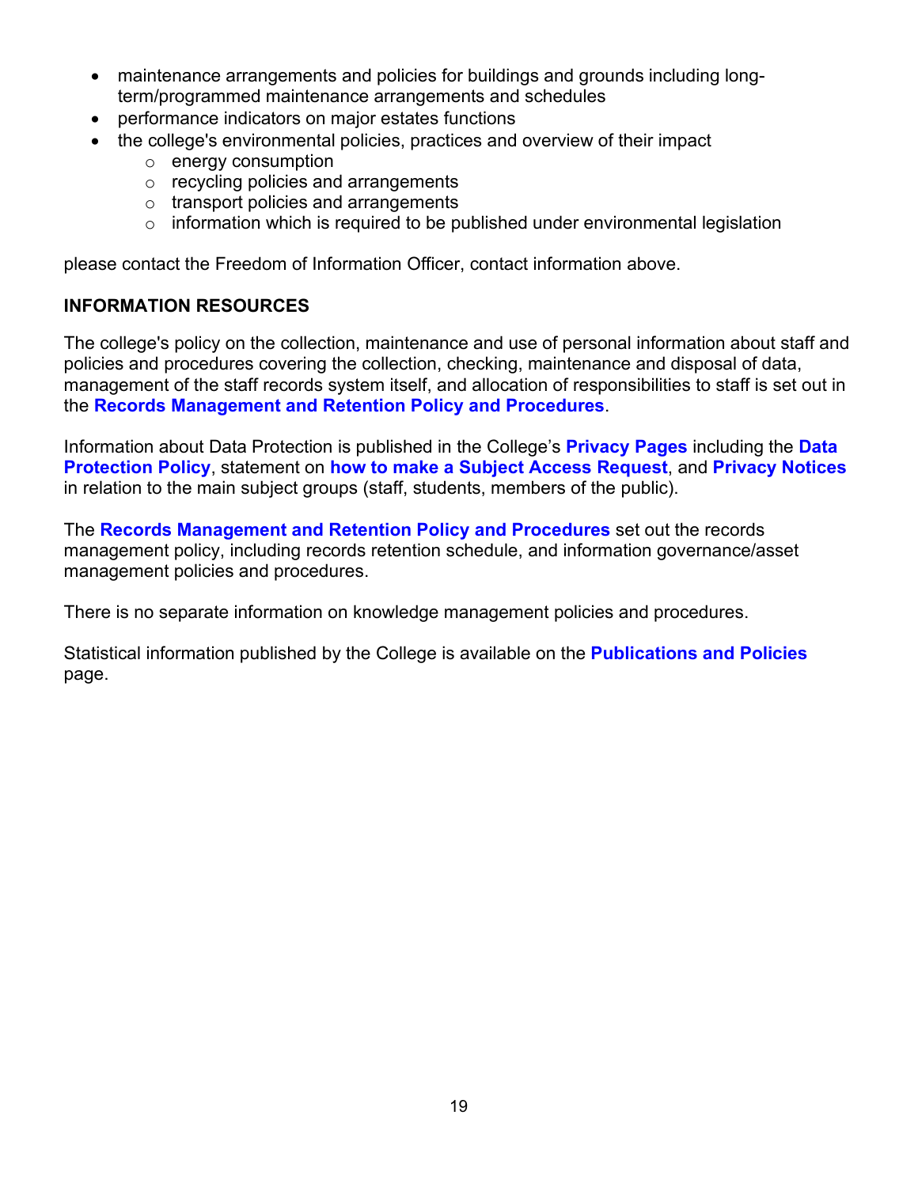- maintenance arrangements and policies for buildings and grounds including long-term/programmed maintenance arrangements and schedules
- performance indicators on major estates functions
- the college's environmental policies, practices and overview of their impact
    - energy consumption
    - recycling policies and arrangements
    - transport policies and arrangements
    - information which is required to be published under environmental legislation

please contact the Freedom of Information Officer, contact information above.

**INFORMATION RESOURCES**

The college's policy on the collection, maintenance and use of personal information about staff and policies and procedures covering the collection, checking, maintenance and disposal of data, management of the staff records system itself, and allocation of responsibilities to staff is set out in the **Records Management and Retention Policy and Procedures**.

Information about Data Protection is published in the College's **Privacy Pages** including the **Data Protection Policy**, statement on **how to make a Subject Access Request**, and **Privacy Notices** in relation to the main subject groups (staff, students, members of the public).

The **Records Management and Retention Policy and Procedures** set out the records management policy, including records retention schedule, and information governance/asset management policies and procedures.

There is no separate information on knowledge management policies and procedures.

Statistical information published by the College is available on the **Publications and Policies** page.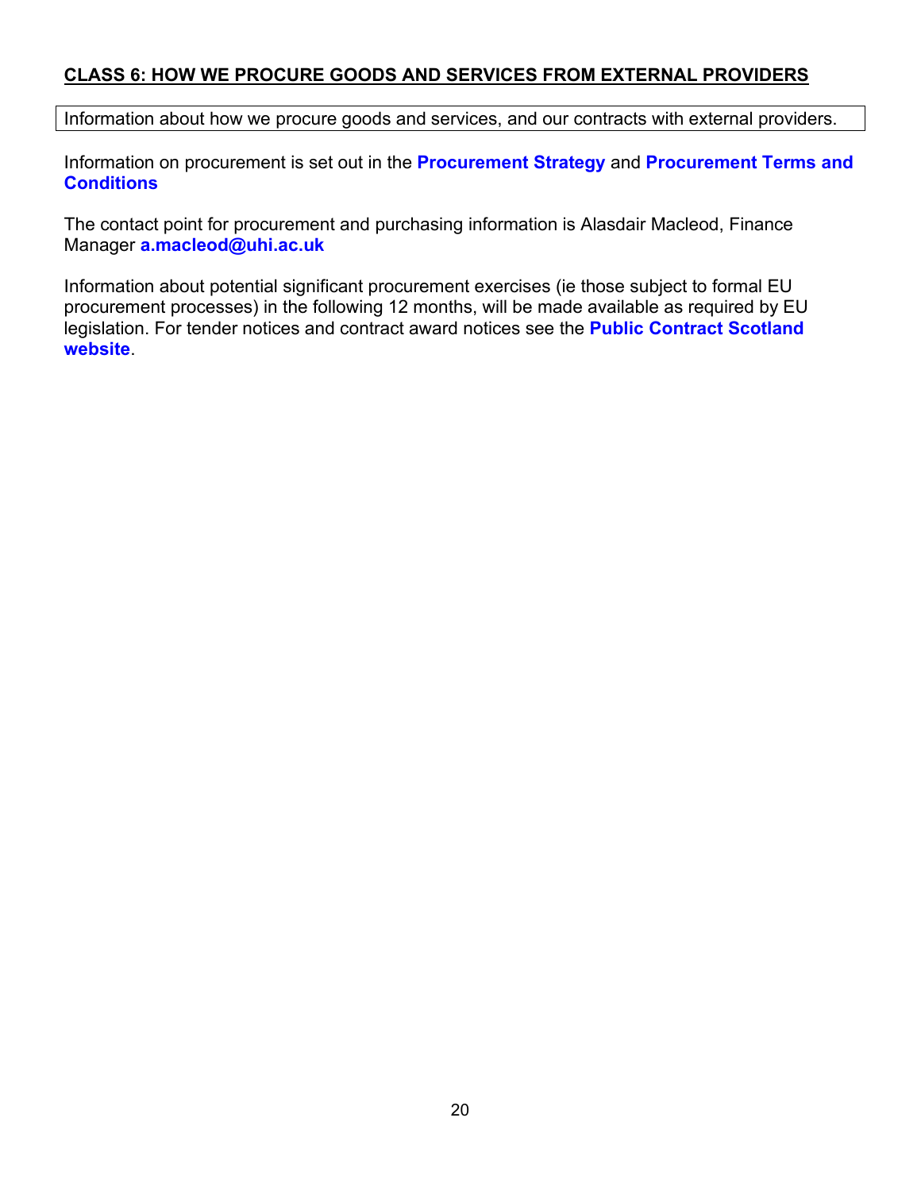## CLASS 6: HOW WE PROCURE GOODS AND SERVICES FROM EXTERNAL PROVIDERS

| Information about how we procure goods and services, and our contracts with external providers. |
| --- |

Information on procurement is set out in the **Procurement Strategy** and **Procurement Terms and Conditions**

The contact point for procurement and purchasing information is Alasdair Macleod, Finance Manager **a.macleod@uhi.ac.uk**

Information about potential significant procurement exercises (ie those subject to formal EU procurement processes) in the following 12 months, will be made available as required by EU legislation. For tender notices and contract award notices see the **Public Contract Scotland website**.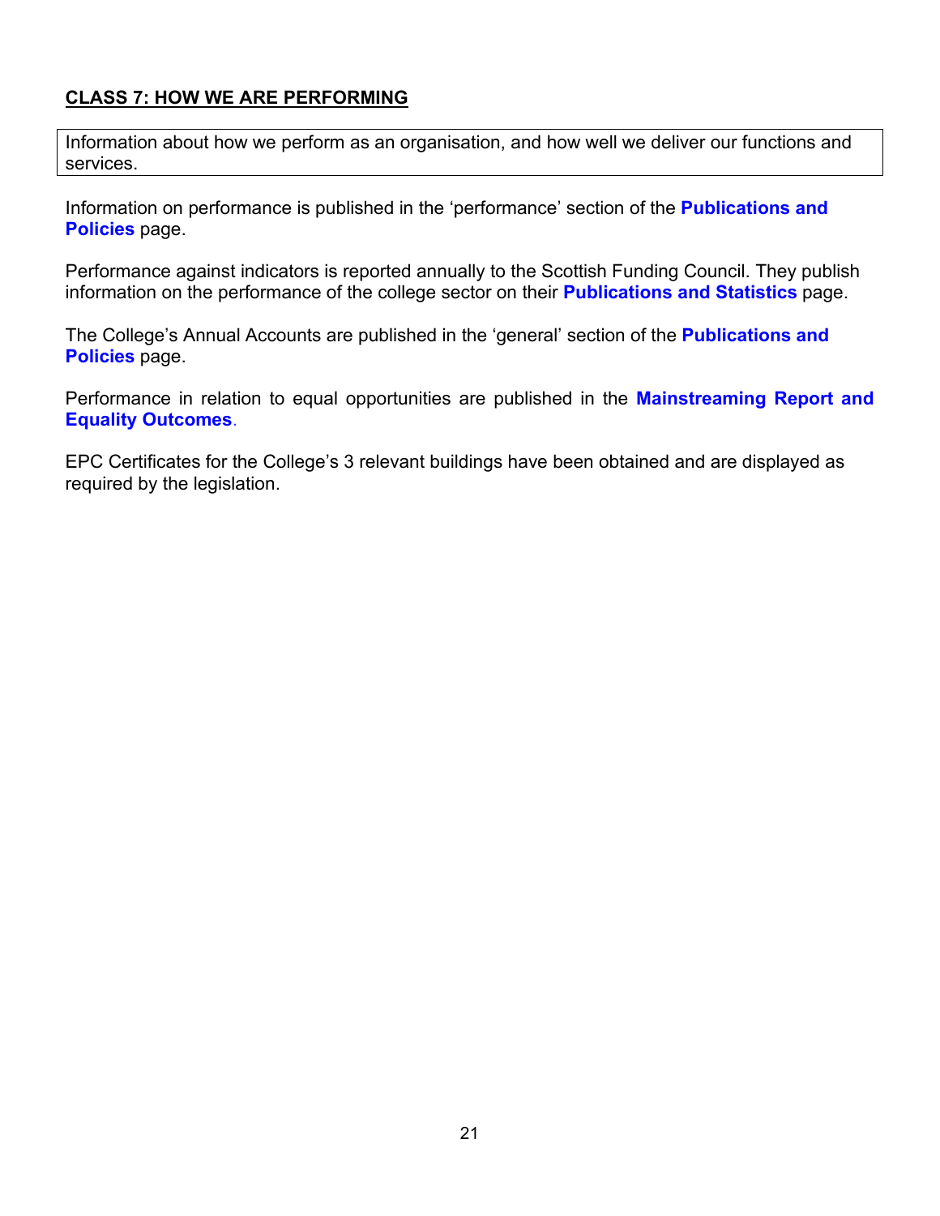## CLASS 7: HOW WE ARE PERFORMING

Information about how we perform as an organisation, and how well we deliver our functions and services.

Information on performance is published in the 'performance' section of the **Publications and Policies** page.

Performance against indicators is reported annually to the Scottish Funding Council. They publish information on the performance of the college sector on their **Publications and Statistics** page.

The College's Annual Accounts are published in the 'general' section of the **Publications and Policies** page.

Performance in relation to equal opportunities are published in the **Mainstreaming Report and Equality Outcomes**.

EPC Certificates for the College's 3 relevant buildings have been obtained and are displayed as required by the legislation.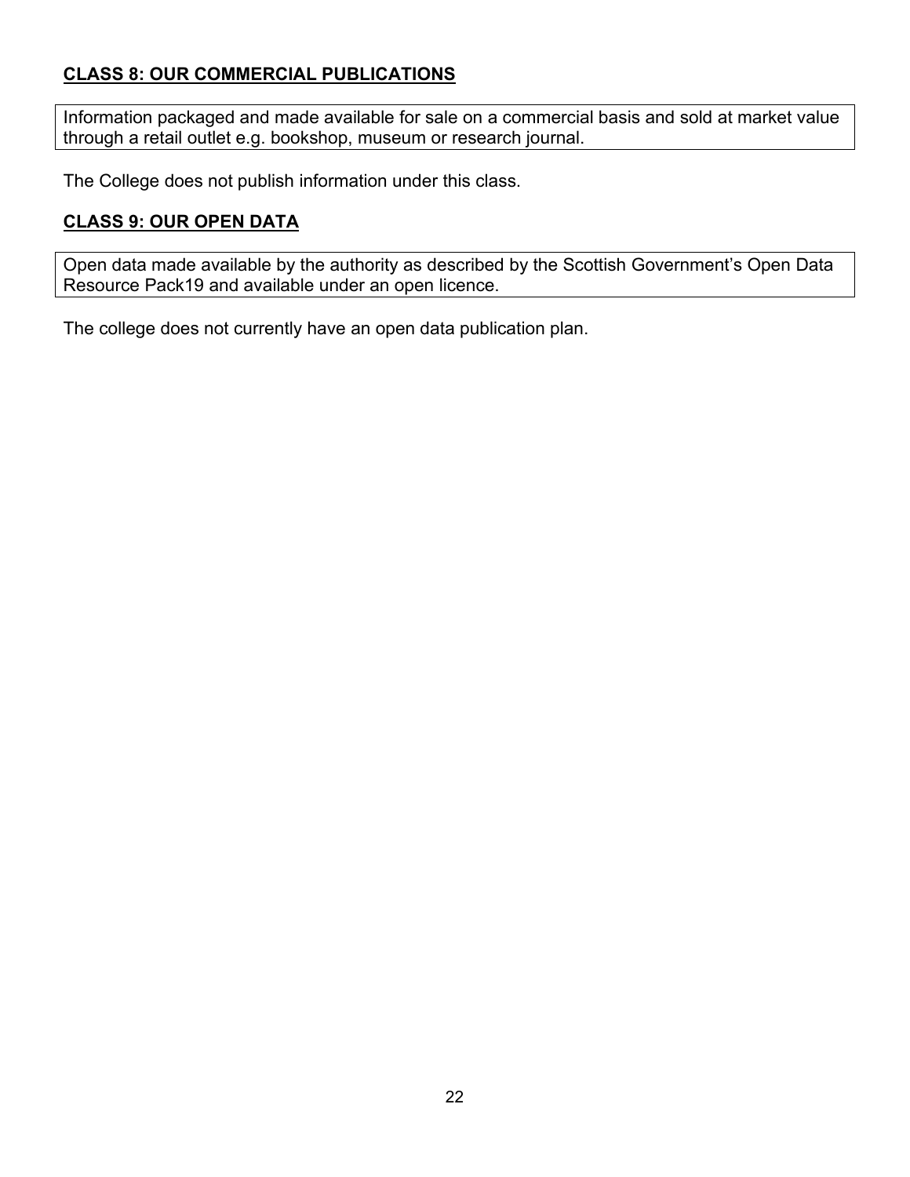## **CLASS 8: OUR COMMERCIAL PUBLICATIONS**

| |
|---|
| Information packaged and made available for sale on a commercial basis and sold at market value through a retail outlet e.g. bookshop, museum or research journal. |

The College does not publish information under this class.

## **CLASS 9: OUR OPEN DATA**

| |
|---|
| Open data made available by the authority as described by the Scottish Government's Open Data Resource Pack19 and available under an open licence. |

The college does not currently have an open data publication plan.